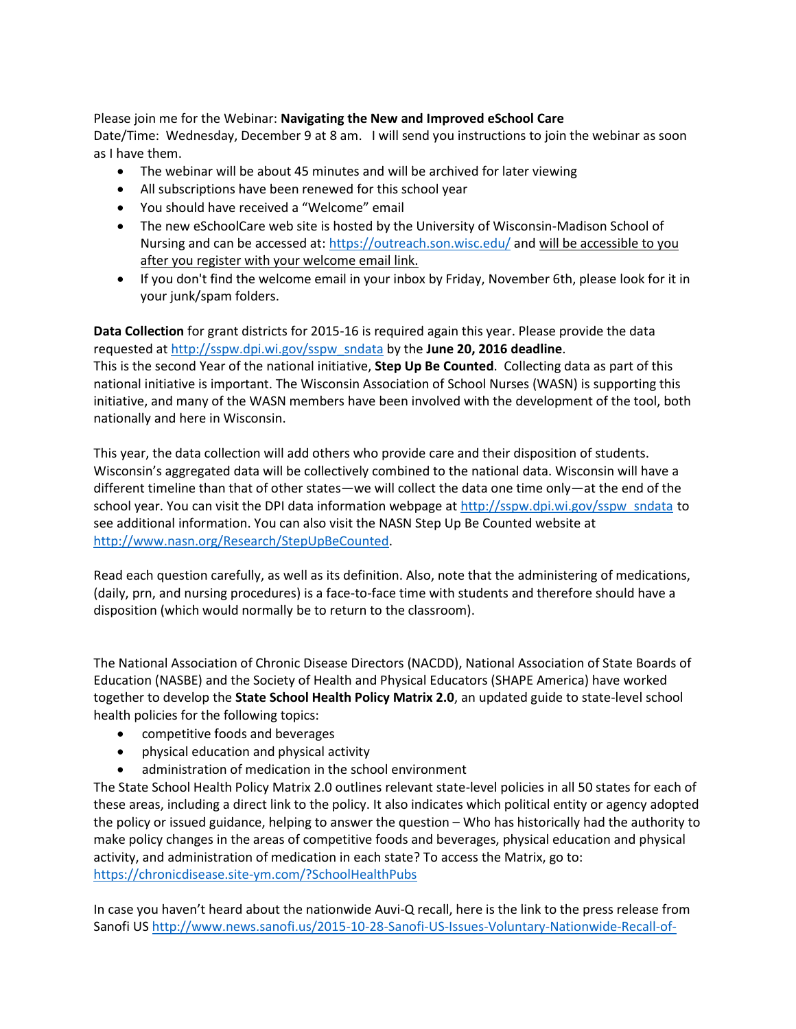Please join me for the Webinar: **Navigating the New and Improved eSchool Care**
Date/Time: Wednesday, December 9 at 8 am. I will send you instructions to join the webinar as soon as I have them.

- The webinar will be about 45 minutes and will be archived for later viewing
- All subscriptions have been renewed for this school year
- You should have received a "Welcome" email
- The new eSchoolCare web site is hosted by the University of Wisconsin-Madison School of Nursing and can be accessed at: https://outreach.son.wisc.edu/ and <u>will be accessible to you after you register with your welcome email link.</u>
- If you don't find the welcome email in your inbox by Friday, November 6th, please look for it in your junk/spam folders.

**Data Collection** for grant districts for 2015-16 is required again this year. Please provide the data requested at http://sspw.dpi.wi.gov/sspw_sndata by the **June 20, 2016 deadline**.
This is the second Year of the national initiative, **Step Up Be Counted**. Collecting data as part of this national initiative is important. The Wisconsin Association of School Nurses (WASN) is supporting this initiative, and many of the WASN members have been involved with the development of the tool, both nationally and here in Wisconsin.

This year, the data collection will add others who provide care and their disposition of students. Wisconsin's aggregated data will be collectively combined to the national data. Wisconsin will have a different timeline than that of other states—we will collect the data one time only—at the end of the school year. You can visit the DPI data information webpage at http://sspw.dpi.wi.gov/sspw_sndata to see additional information. You can also visit the NASN Step Up Be Counted website at http://www.nasn.org/Research/StepUpBeCounted.

Read each question carefully, as well as its definition. Also, note that the administering of medications, (daily, prn, and nursing procedures) is a face-to-face time with students and therefore should have a disposition (which would normally be to return to the classroom).

The National Association of Chronic Disease Directors (NACDD), National Association of State Boards of Education (NASBE) and the Society of Health and Physical Educators (SHAPE America) have worked together to develop the **State School Health Policy Matrix 2.0**, an updated guide to state-level school health policies for the following topics:

- competitive foods and beverages
- physical education and physical activity
- administration of medication in the school environment

The State School Health Policy Matrix 2.0 outlines relevant state-level policies in all 50 states for each of these areas, including a direct link to the policy. It also indicates which political entity or agency adopted the policy or issued guidance, helping to answer the question – Who has historically had the authority to make policy changes in the areas of competitive foods and beverages, physical education and physical activity, and administration of medication in each state? To access the Matrix, go to: https://chronicdisease.site-ym.com/?SchoolHealthPubs

In case you haven't heard about the nationwide Auvi-Q recall, here is the link to the press release from Sanofi US http://www.news.sanofi.us/2015-10-28-Sanofi-US-Issues-Voluntary-Nationwide-Recall-of-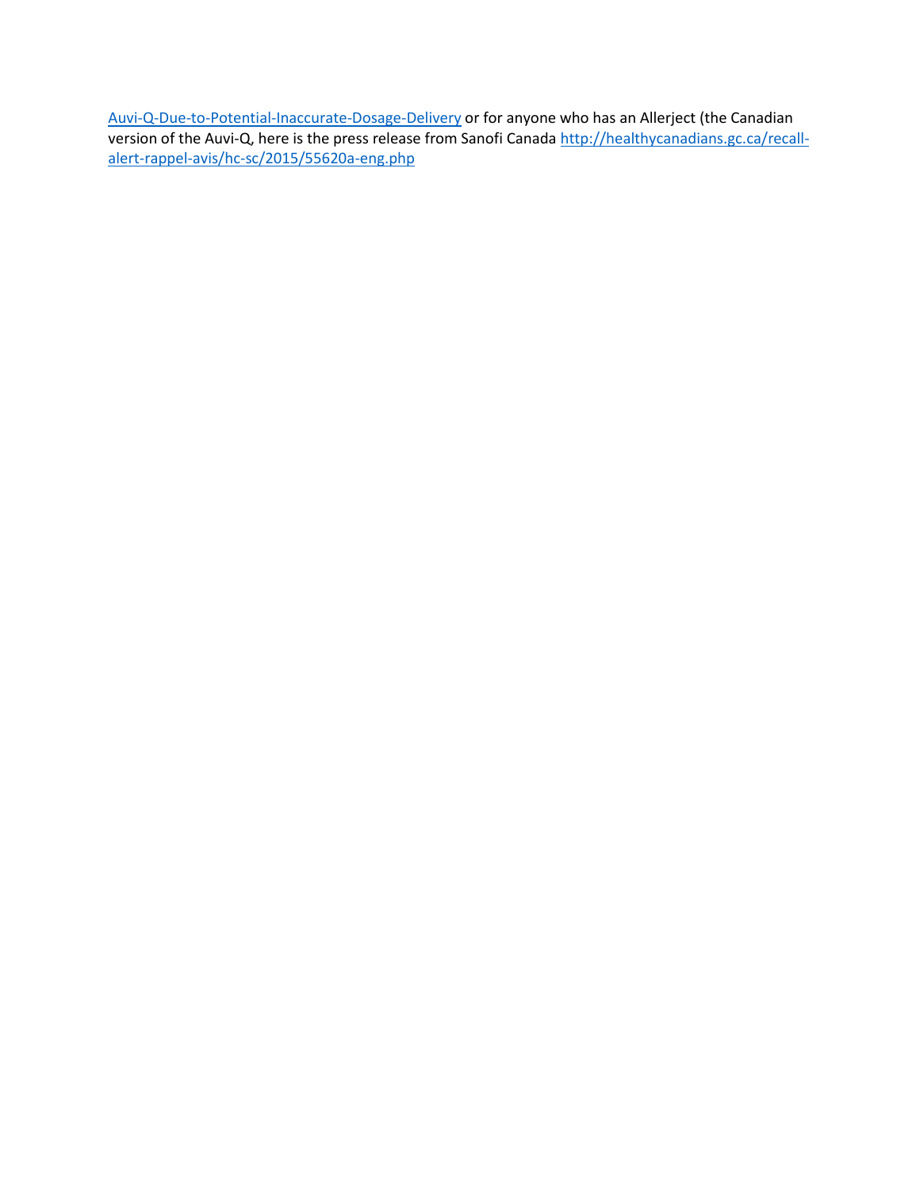[Auvi-Q-Due-to-Potential-Inaccurate-Dosage-Delivery]() or for anyone who has an Allerject (the Canadian version of the Auvi-Q, here is the press release from Sanofi Canada [http://healthycanadians.gc.ca/recall-alert-rappel-avis/hc-sc/2015/55620a-eng.php](http://healthycanadians.gc.ca/recall-alert-rappel-avis/hc-sc/2015/55620a-eng.php)